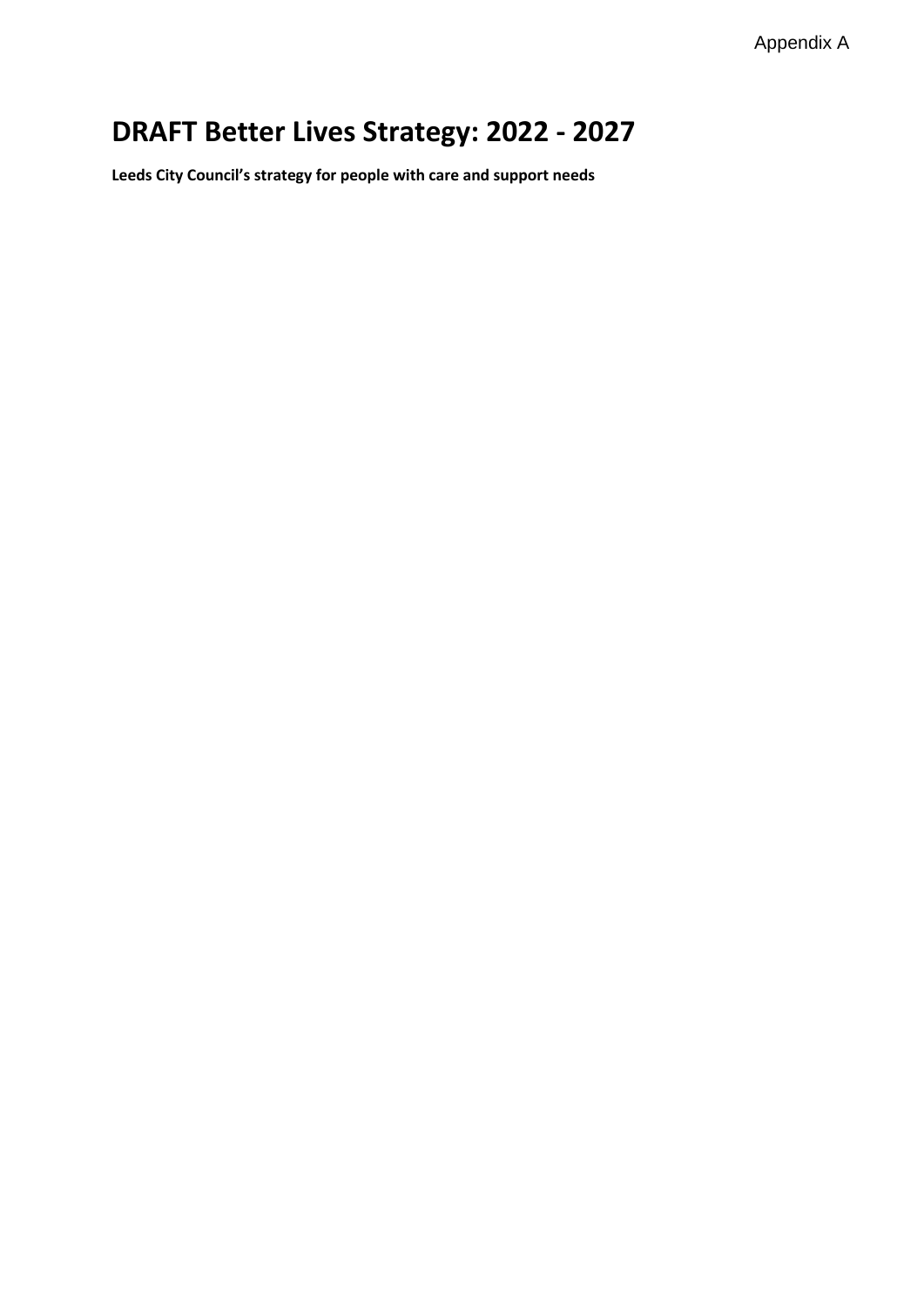Appendix A

# DRAFT Better Lives Strategy: 2022 - 2027

**Leeds City Council's strategy for people with care and support needs**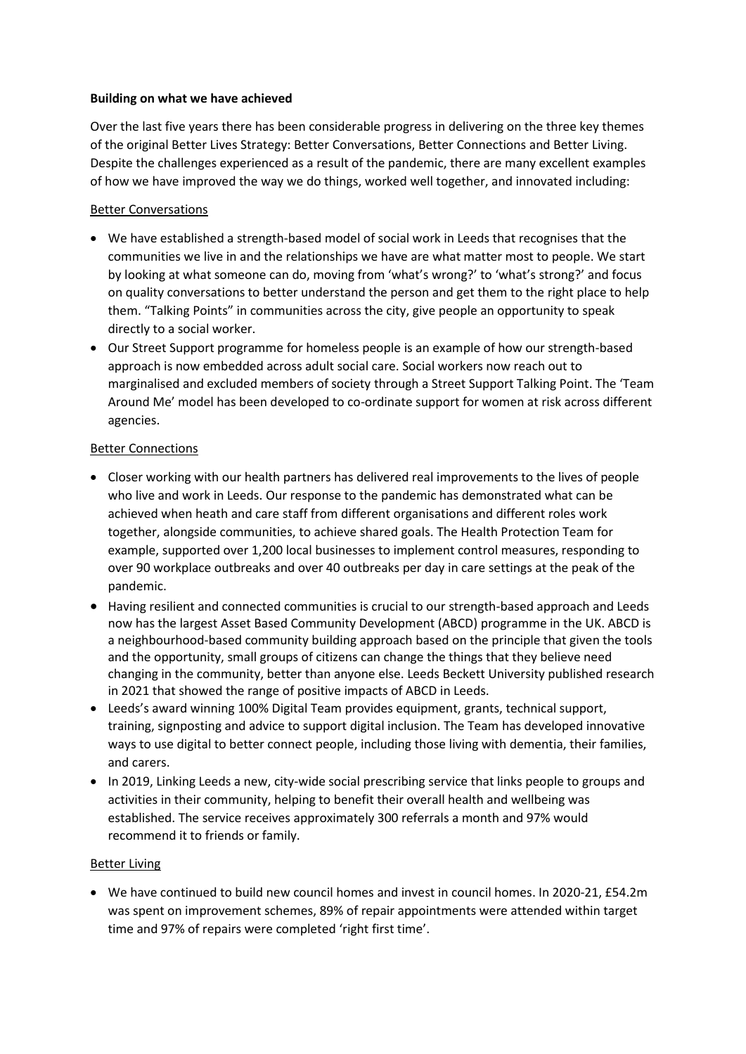**Building on what we have achieved**

Over the last five years there has been considerable progress in delivering on the three key themes of the original Better Lives Strategy: Better Conversations, Better Connections and Better Living. Despite the challenges experienced as a result of the pandemic, there are many excellent examples of how we have improved the way we do things, worked well together, and innovated including:

<u>Better Conversations</u>

- We have established a strength-based model of social work in Leeds that recognises that the communities we live in and the relationships we have are what matter most to people. We start by looking at what someone can do, moving from 'what's wrong?' to 'what's strong?' and focus on quality conversations to better understand the person and get them to the right place to help them. "Talking Points" in communities across the city, give people an opportunity to speak directly to a social worker.
- Our Street Support programme for homeless people is an example of how our strength-based approach is now embedded across adult social care. Social workers now reach out to marginalised and excluded members of society through a Street Support Talking Point. The 'Team Around Me' model has been developed to co-ordinate support for women at risk across different agencies.

<u>Better Connections</u>

- Closer working with our health partners has delivered real improvements to the lives of people who live and work in Leeds. Our response to the pandemic has demonstrated what can be achieved when heath and care staff from different organisations and different roles work together, alongside communities, to achieve shared goals. The Health Protection Team for example, supported over 1,200 local businesses to implement control measures, responding to over 90 workplace outbreaks and over 40 outbreaks per day in care settings at the peak of the pandemic.
- Having resilient and connected communities is crucial to our strength-based approach and Leeds now has the largest Asset Based Community Development (ABCD) programme in the UK. ABCD is a neighbourhood-based community building approach based on the principle that given the tools and the opportunity, small groups of citizens can change the things that they believe need changing in the community, better than anyone else. Leeds Beckett University published research in 2021 that showed the range of positive impacts of ABCD in Leeds.
- Leeds's award winning 100% Digital Team provides equipment, grants, technical support, training, signposting and advice to support digital inclusion. The Team has developed innovative ways to use digital to better connect people, including those living with dementia, their families, and carers.
- In 2019, Linking Leeds a new, city-wide social prescribing service that links people to groups and activities in their community, helping to benefit their overall health and wellbeing was established. The service receives approximately 300 referrals a month and 97% would recommend it to friends or family.

<u>Better Living</u>

- We have continued to build new council homes and invest in council homes. In 2020-21, £54.2m was spent on improvement schemes, 89% of repair appointments were attended within target time and 97% of repairs were completed 'right first time'.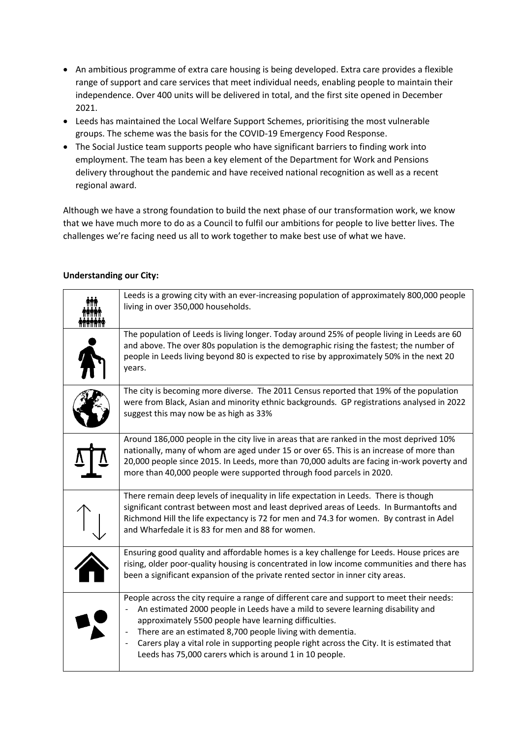- An ambitious programme of extra care housing is being developed. Extra care provides a flexible range of support and care services that meet individual needs, enabling people to maintain their independence. Over 400 units will be delivered in total, and the first site opened in December 2021.
- Leeds has maintained the Local Welfare Support Schemes, prioritising the most vulnerable groups. The scheme was the basis for the COVID-19 Emergency Food Response.
- The Social Justice team supports people who have significant barriers to finding work into employment. The team has been a key element of the Department for Work and Pensions delivery throughout the pandemic and have received national recognition as well as a recent regional award.

Although we have a strong foundation to build the next phase of our transformation work, we know that we have much more to do as a Council to fulfil our ambitions for people to live better lives. The challenges we're facing need us all to work together to make best use of what we have.

**Understanding our City:**

| | |
|---|---|
| | Leeds is a growing city with an ever-increasing population of approximately 800,000 people living in over 350,000 households. |
| | The population of Leeds is living longer. Today around 25% of people living in Leeds are 60 and above. The over 80s population is the demographic rising the fastest; the number of people in Leeds living beyond 80 is expected to rise by approximately 50% in the next 20 years. |
| | The city is becoming more diverse. The 2011 Census reported that 19% of the population were from Black, Asian and minority ethnic backgrounds. GP registrations analysed in 2022 suggest this may now be as high as 33% |
| | Around 186,000 people in the city live in areas that are ranked in the most deprived 10% nationally, many of whom are aged under 15 or over 65. This is an increase of more than 20,000 people since 2015. In Leeds, more than 70,000 adults are facing in-work poverty and more than 40,000 people were supported through food parcels in 2020. |
| | There remain deep levels of inequality in life expectancy in Leeds. There is though significant contrast between most and least deprived areas of Leeds. In Burmantofts and Richmond Hill the life expectancy is 72 for men and 74.3 for women. By contrast in Adel and Wharfedale it is 83 for men and 88 for women. |
| | Ensuring good quality and affordable homes is a key challenge for Leeds. House prices are rising, older poor-quality housing is concentrated in low income communities and there has been a significant expansion of the private rented sector in inner city areas. |
| | People across the city require a range of different care and support to meet their needs:<br>- An estimated 2000 people in Leeds have a mild to severe learning disability and approximately 5500 people have learning difficulties.<br>- There are an estimated 8,700 people living with dementia.<br>- Carers play a vital role in supporting people right across the City. It is estimated that Leeds has 75,000 carers which is around 1 in 10 people. |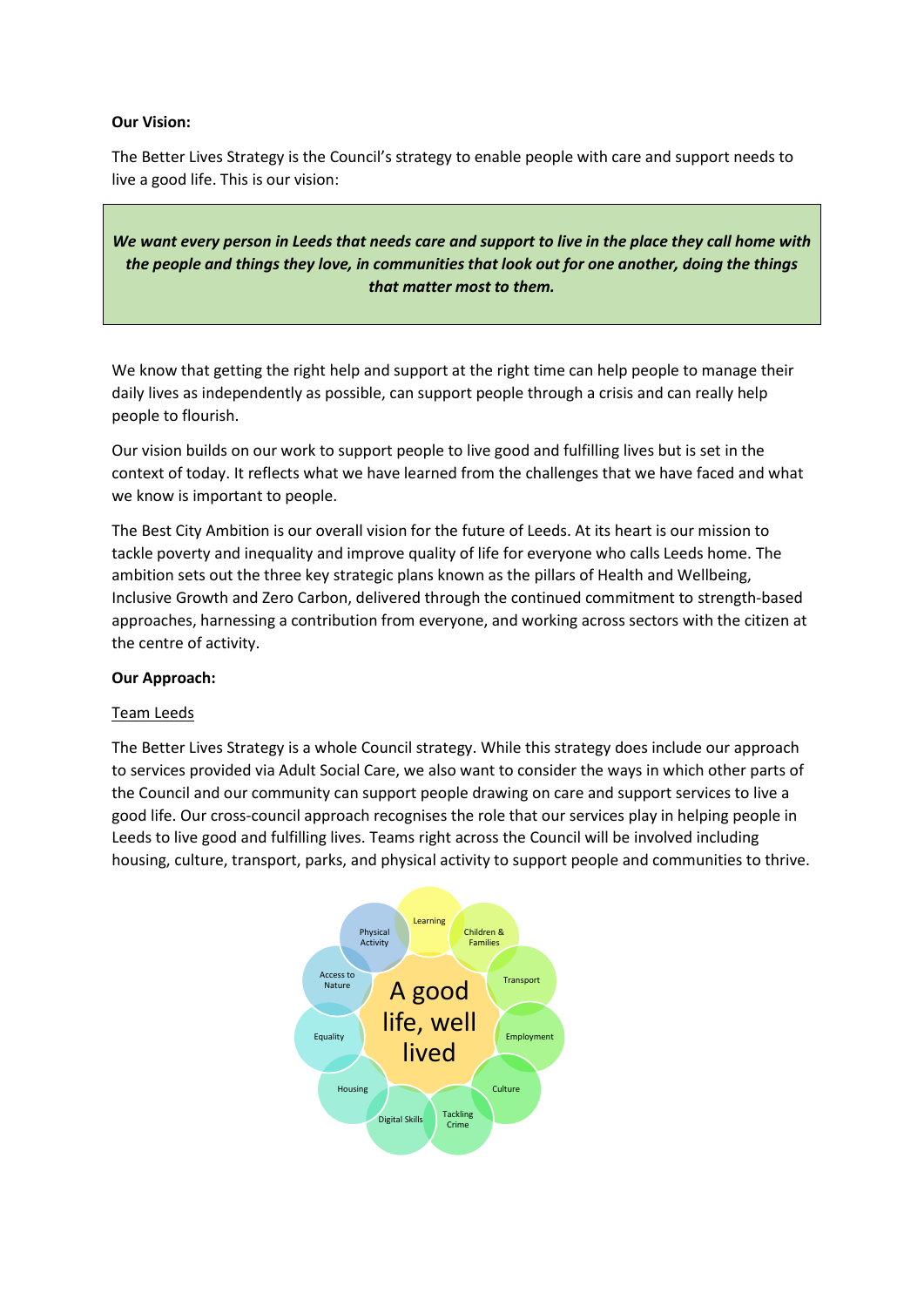**Our Vision:**

The Better Lives Strategy is the Council's strategy to enable people with care and support needs to live a good life. This is our vision:

> ***We want every person in Leeds that needs care and support to live in the place they call home with the people and things they love, in communities that look out for one another, doing the things that matter most to them.***

We know that getting the right help and support at the right time can help people to manage their daily lives as independently as possible, can support people through a crisis and can really help people to flourish.

Our vision builds on our work to support people to live good and fulfilling lives but is set in the context of today. It reflects what we have learned from the challenges that we have faced and what we know is important to people.

The Best City Ambition is our overall vision for the future of Leeds. At its heart is our mission to tackle poverty and inequality and improve quality of life for everyone who calls Leeds home. The ambition sets out the three key strategic plans known as the pillars of Health and Wellbeing, Inclusive Growth and Zero Carbon, delivered through the continued commitment to strength-based approaches, harnessing a contribution from everyone, and working across sectors with the citizen at the centre of activity.

**Our Approach:**

<u>Team Leeds</u>

The Better Lives Strategy is a whole Council strategy. While this strategy does include our approach to services provided via Adult Social Care, we also want to consider the ways in which other parts of the Council and our community can support people drawing on care and support services to live a good life. Our cross-council approach recognises the role that our services play in helping people in Leeds to live good and fulfilling lives. Teams right across the Council will be involved including housing, culture, transport, parks, and physical activity to support people and communities to thrive.

A good life, well lived

- Learning
- Children & Families
- Transport
- Employment
- Culture
- Tackling Crime
- Digital Skills
- Housing
- Equality
- Access to Nature
- Physical Activity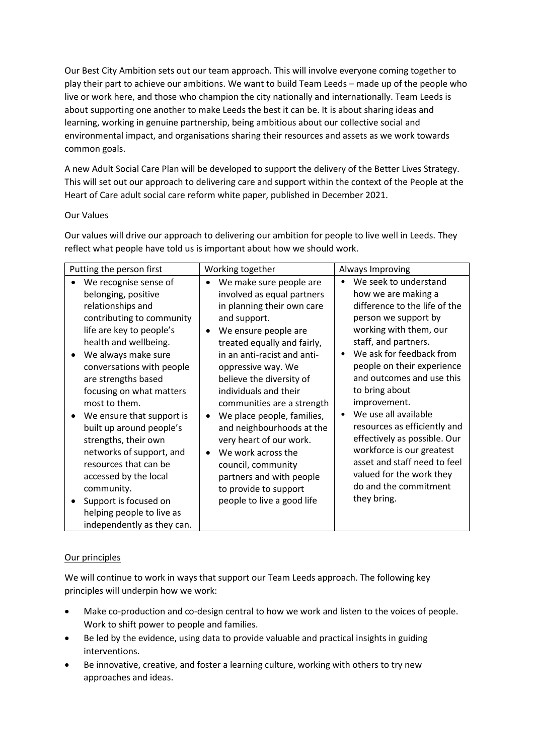Our Best City Ambition sets out our team approach. This will involve everyone coming together to play their part to achieve our ambitions. We want to build Team Leeds – made up of the people who live or work here, and those who champion the city nationally and internationally. Team Leeds is about supporting one another to make Leeds the best it can be. It is about sharing ideas and learning, working in genuine partnership, being ambitious about our collective social and environmental impact, and organisations sharing their resources and assets as we work towards common goals.

A new Adult Social Care Plan will be developed to support the delivery of the Better Lives Strategy. This will set out our approach to delivering care and support within the context of the People at the Heart of Care adult social care reform white paper, published in December 2021.

## Our Values

Our values will drive our approach to delivering our ambition for people to live well in Leeds. They reflect what people have told us is important about how we should work.

| Putting the person first | Working together | Always Improving |
|---|---|---|
| • We recognise sense of belonging, positive relationships and contributing to community life are key to people's health and wellbeing.<br>• We always make sure conversations with people are strengths based focusing on what matters most to them.<br>• We ensure that support is built up around people's strengths, their own networks of support, and resources that can be accessed by the local community.<br>• Support is focused on helping people to live as independently as they can. | • We make sure people are involved as equal partners in planning their own care and support.<br>• We ensure people are treated equally and fairly, in an anti-racist and anti-oppressive way. We believe the diversity of individuals and their communities are a strength<br>• We place people, families, and neighbourhoods at the very heart of our work.<br>• We work across the council, community partners and with people to provide to support people to live a good life | • We seek to understand how we are making a difference to the life of the person we support by working with them, our staff, and partners.<br>• We ask for feedback from people on their experience and outcomes and use this to bring about improvement.<br>• We use all available resources as efficiently and effectively as possible. Our workforce is our greatest asset and staff need to feel valued for the work they do and the commitment they bring. |

## Our principles

We will continue to work in ways that support our Team Leeds approach. The following key principles will underpin how we work:

- Make co-production and co-design central to how we work and listen to the voices of people. Work to shift power to people and families.
- Be led by the evidence, using data to provide valuable and practical insights in guiding interventions.
- Be innovative, creative, and foster a learning culture, working with others to try new approaches and ideas.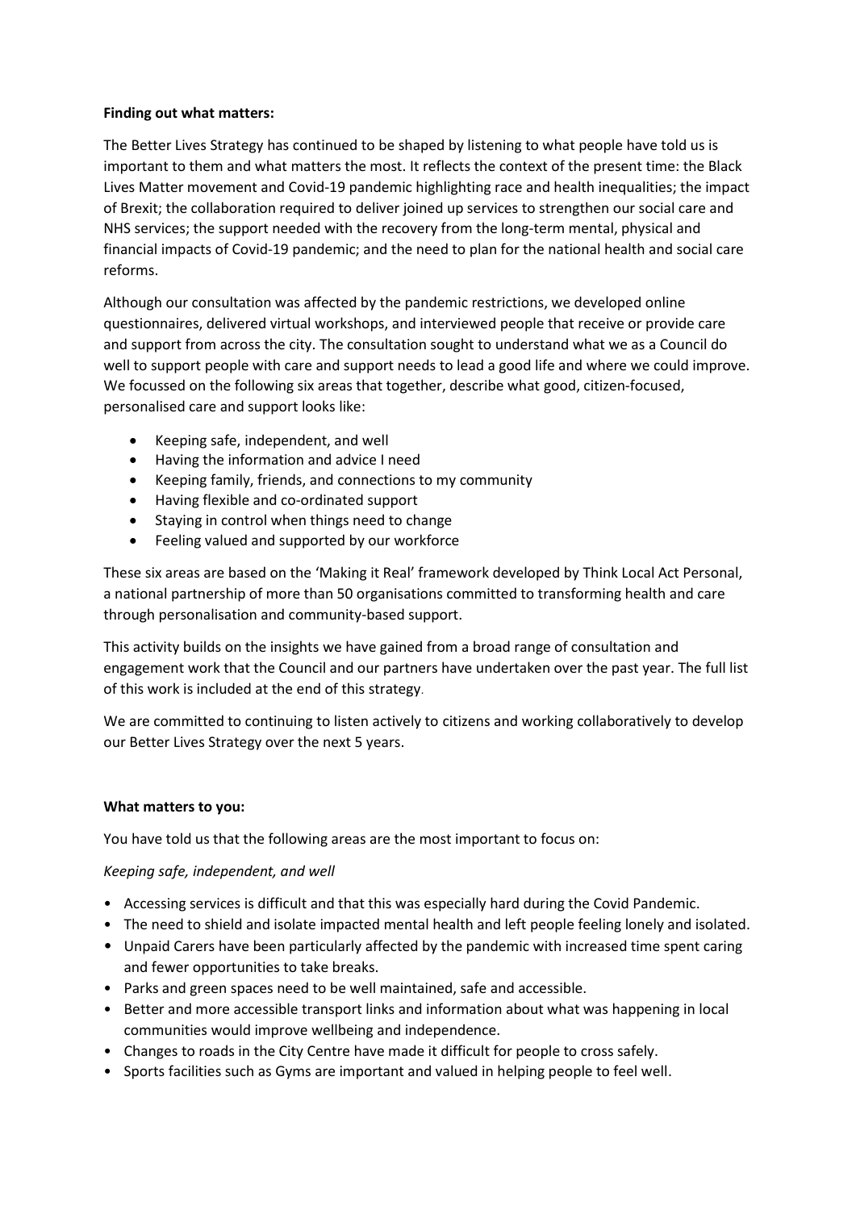**Finding out what matters:**

The Better Lives Strategy has continued to be shaped by listening to what people have told us is important to them and what matters the most. It reflects the context of the present time: the Black Lives Matter movement and Covid-19 pandemic highlighting race and health inequalities; the impact of Brexit; the collaboration required to deliver joined up services to strengthen our social care and NHS services; the support needed with the recovery from the long-term mental, physical and financial impacts of Covid-19 pandemic; and the need to plan for the national health and social care reforms.

Although our consultation was affected by the pandemic restrictions, we developed online questionnaires, delivered virtual workshops, and interviewed people that receive or provide care and support from across the city. The consultation sought to understand what we as a Council do well to support people with care and support needs to lead a good life and where we could improve. We focussed on the following six areas that together, describe what good, citizen-focused, personalised care and support looks like:

- Keeping safe, independent, and well
- Having the information and advice I need
- Keeping family, friends, and connections to my community
- Having flexible and co-ordinated support
- Staying in control when things need to change
- Feeling valued and supported by our workforce

These six areas are based on the 'Making it Real' framework developed by Think Local Act Personal, a national partnership of more than 50 organisations committed to transforming health and care through personalisation and community-based support.

This activity builds on the insights we have gained from a broad range of consultation and engagement work that the Council and our partners have undertaken over the past year. The full list of this work is included at the end of this strategy.

We are committed to continuing to listen actively to citizens and working collaboratively to develop our Better Lives Strategy over the next 5 years.

**What matters to you:**

You have told us that the following areas are the most important to focus on:

*Keeping safe, independent, and well*

- Accessing services is difficult and that this was especially hard during the Covid Pandemic.
- The need to shield and isolate impacted mental health and left people feeling lonely and isolated.
- Unpaid Carers have been particularly affected by the pandemic with increased time spent caring and fewer opportunities to take breaks.
- Parks and green spaces need to be well maintained, safe and accessible.
- Better and more accessible transport links and information about what was happening in local communities would improve wellbeing and independence.
- Changes to roads in the City Centre have made it difficult for people to cross safely.
- Sports facilities such as Gyms are important and valued in helping people to feel well.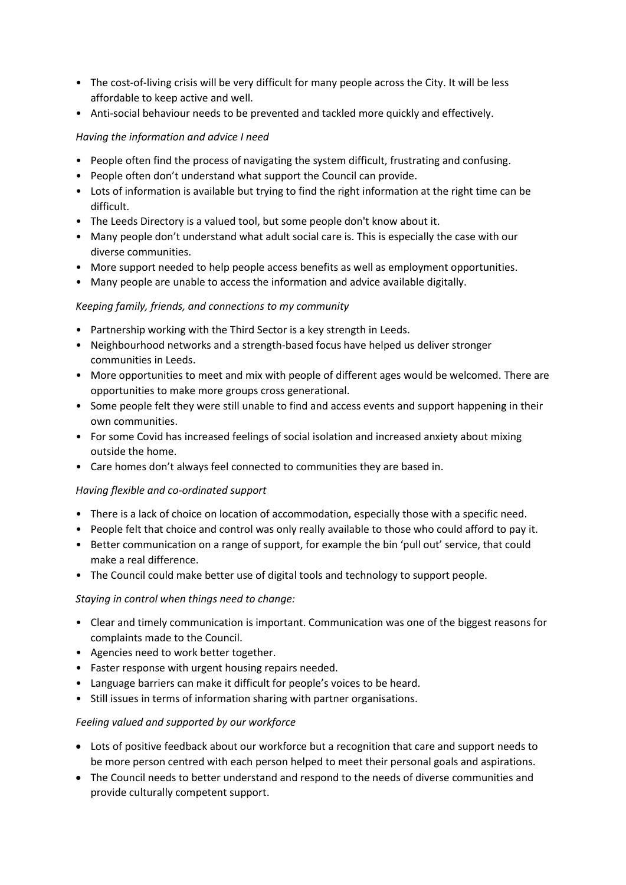- The cost-of-living crisis will be very difficult for many people across the City. It will be less affordable to keep active and well.
- Anti-social behaviour needs to be prevented and tackled more quickly and effectively.

*Having the information and advice I need*

- People often find the process of navigating the system difficult, frustrating and confusing.
- People often don't understand what support the Council can provide.
- Lots of information is available but trying to find the right information at the right time can be difficult.
- The Leeds Directory is a valued tool, but some people don't know about it.
- Many people don't understand what adult social care is. This is especially the case with our diverse communities.
- More support needed to help people access benefits as well as employment opportunities.
- Many people are unable to access the information and advice available digitally.

*Keeping family, friends, and connections to my community*

- Partnership working with the Third Sector is a key strength in Leeds.
- Neighbourhood networks and a strength-based focus have helped us deliver stronger communities in Leeds.
- More opportunities to meet and mix with people of different ages would be welcomed. There are opportunities to make more groups cross generational.
- Some people felt they were still unable to find and access events and support happening in their own communities.
- For some Covid has increased feelings of social isolation and increased anxiety about mixing outside the home.
- Care homes don't always feel connected to communities they are based in.

*Having flexible and co-ordinated support*

- There is a lack of choice on location of accommodation, especially those with a specific need.
- People felt that choice and control was only really available to those who could afford to pay it.
- Better communication on a range of support, for example the bin 'pull out' service, that could make a real difference.
- The Council could make better use of digital tools and technology to support people.

*Staying in control when things need to change:*

- Clear and timely communication is important. Communication was one of the biggest reasons for complaints made to the Council.
- Agencies need to work better together.
- Faster response with urgent housing repairs needed.
- Language barriers can make it difficult for people's voices to be heard.
- Still issues in terms of information sharing with partner organisations.

*Feeling valued and supported by our workforce*

- Lots of positive feedback about our workforce but a recognition that care and support needs to be more person centred with each person helped to meet their personal goals and aspirations.
- The Council needs to better understand and respond to the needs of diverse communities and provide culturally competent support.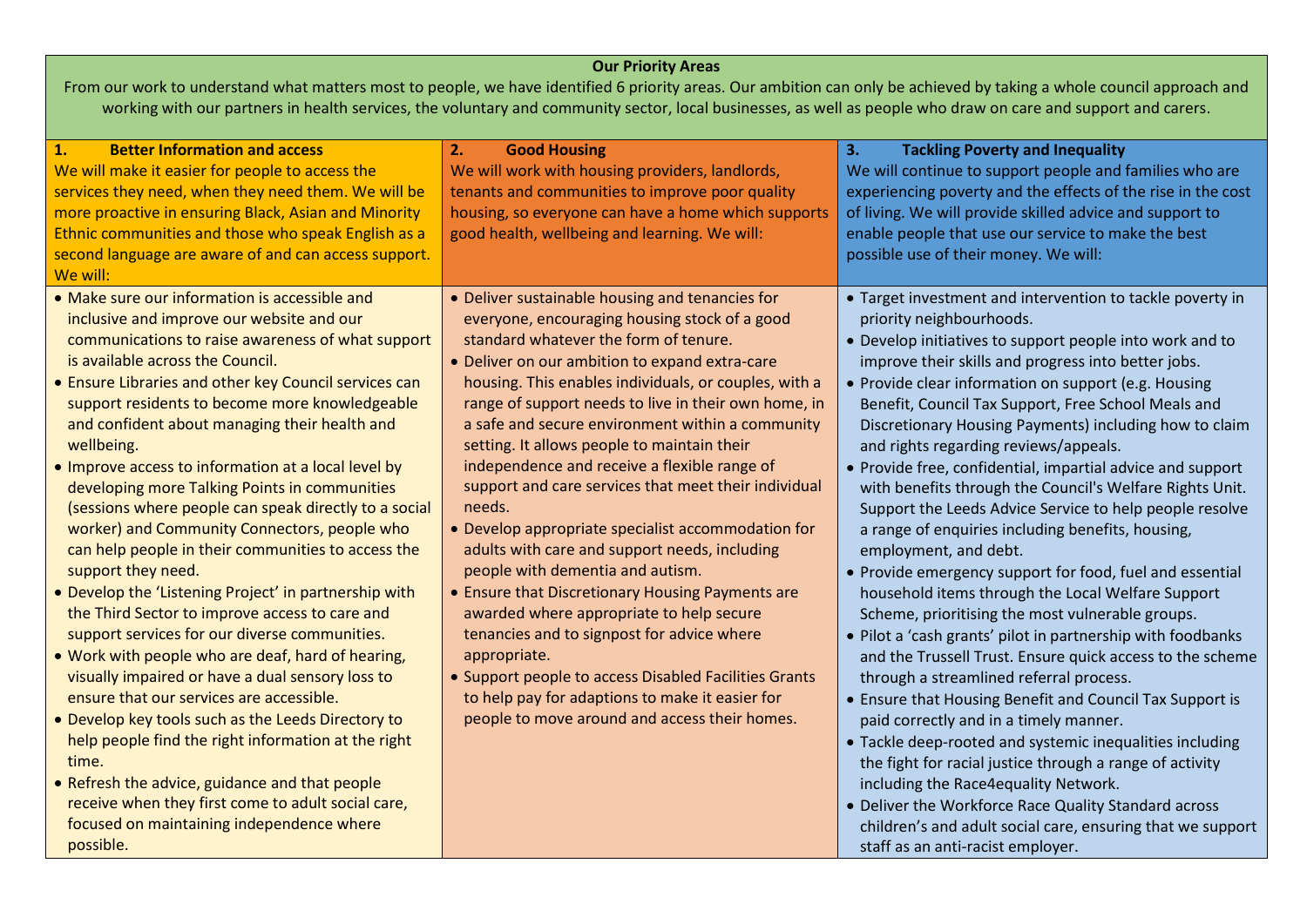## Our Priority Areas

From our work to understand what matters most to people, we have identified 6 priority areas. Our ambition can only be achieved by taking a whole council approach and working with our partners in health services, the voluntary and community sector, local businesses, as well as people who draw on care and support and carers.

### 1. Better Information and access

We will make it easier for people to access the services they need, when they need them. We will be more proactive in ensuring Black, Asian and Minority Ethnic communities and those who speak English as a second language are aware of and can access support. We will:

- Make sure our information is accessible and inclusive and improve our website and our communications to raise awareness of what support is available across the Council.
- Ensure Libraries and other key Council services can support residents to become more knowledgeable and confident about managing their health and wellbeing.
- Improve access to information at a local level by developing more Talking Points in communities (sessions where people can speak directly to a social worker) and Community Connectors, people who can help people in their communities to access the support they need.
- Develop the 'Listening Project' in partnership with the Third Sector to improve access to care and support services for our diverse communities.
- Work with people who are deaf, hard of hearing, visually impaired or have a dual sensory loss to ensure that our services are accessible.
- Develop key tools such as the Leeds Directory to help people find the right information at the right time.
- Refresh the advice, guidance and that people receive when they first come to adult social care, focused on maintaining independence where possible.

### 2. Good Housing

We will work with housing providers, landlords, tenants and communities to improve poor quality housing, so everyone can have a home which supports good health, wellbeing and learning. We will:

- Deliver sustainable housing and tenancies for everyone, encouraging housing stock of a good standard whatever the form of tenure.
- Deliver on our ambition to expand extra-care housing. This enables individuals, or couples, with a range of support needs to live in their own home, in a safe and secure environment within a community setting. It allows people to maintain their independence and receive a flexible range of support and care services that meet their individual needs.
- Develop appropriate specialist accommodation for adults with care and support needs, including people with dementia and autism.
- Ensure that Discretionary Housing Payments are awarded where appropriate to help secure tenancies and to signpost for advice where appropriate.
- Support people to access Disabled Facilities Grants to help pay for adaptions to make it easier for people to move around and access their homes.

### 3. Tackling Poverty and Inequality

We will continue to support people and families who are experiencing poverty and the effects of the rise in the cost of living. We will provide skilled advice and support to enable people that use our service to make the best possible use of their money. We will:

- Target investment and intervention to tackle poverty in priority neighbourhoods.
- Develop initiatives to support people into work and to improve their skills and progress into better jobs.
- Provide clear information on support (e.g. Housing Benefit, Council Tax Support, Free School Meals and Discretionary Housing Payments) including how to claim and rights regarding reviews/appeals.
- Provide free, confidential, impartial advice and support with benefits through the Council's Welfare Rights Unit. Support the Leeds Advice Service to help people resolve a range of enquiries including benefits, housing, employment, and debt.
- Provide emergency support for food, fuel and essential household items through the Local Welfare Support Scheme, prioritising the most vulnerable groups.
- Pilot a 'cash grants' pilot in partnership with foodbanks and the Trussell Trust. Ensure quick access to the scheme through a streamlined referral process.
- Ensure that Housing Benefit and Council Tax Support is paid correctly and in a timely manner.
- Tackle deep-rooted and systemic inequalities including the fight for racial justice through a range of activity including the Race4equality Network.
- Deliver the Workforce Race Quality Standard across children's and adult social care, ensuring that we support staff as an anti-racist employer.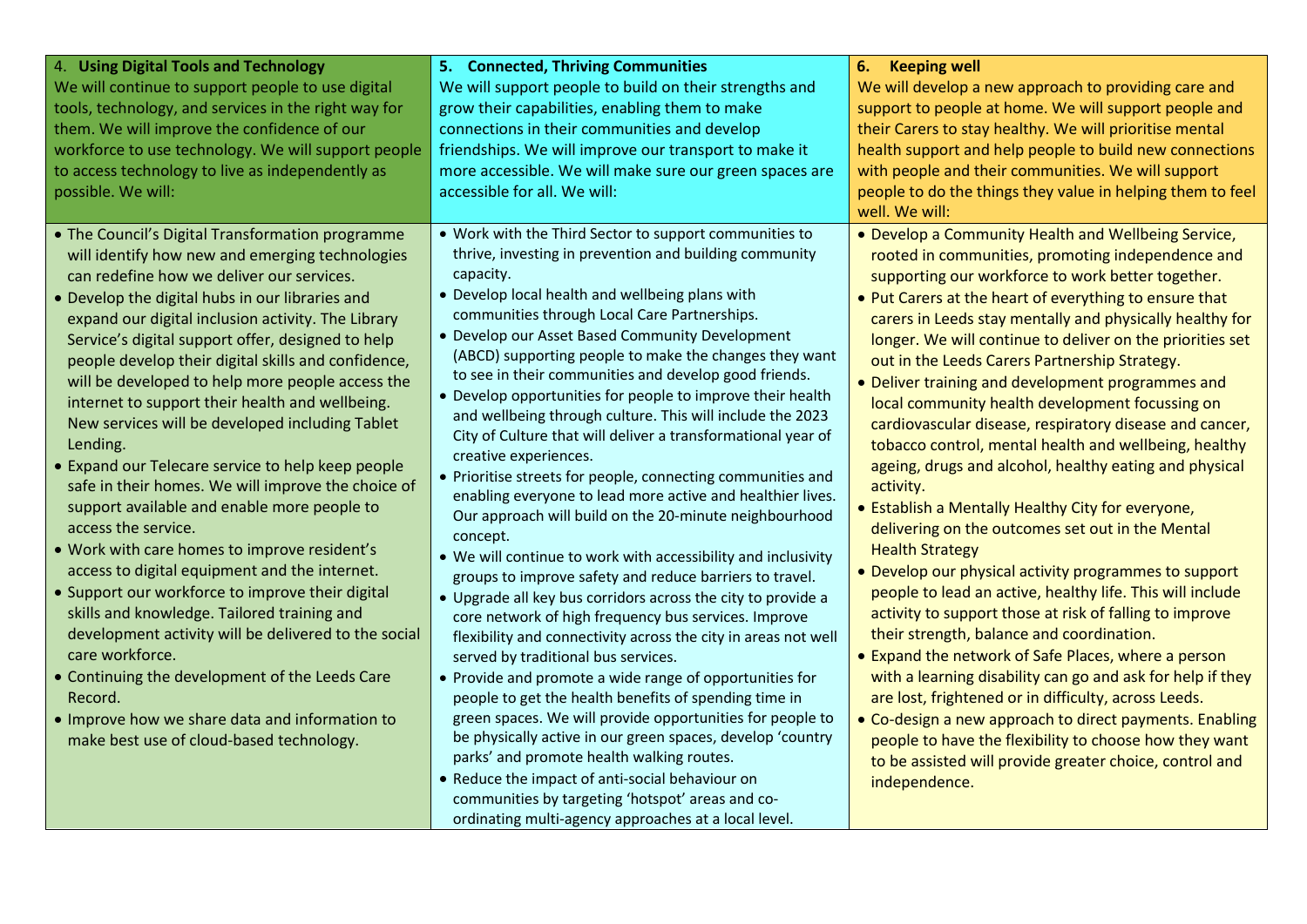| 4. **Using Digital Tools and Technology**<br>We will continue to support people to use digital tools, technology, and services in the right way for them. We will improve the confidence of our workforce to use technology. We will support people to access technology to live as independently as possible. We will: | 5. **Connected, Thriving Communities**<br>We will support people to build on their strengths and grow their capabilities, enabling them to make connections in their communities and develop friendships. We will improve our transport to make it more accessible. We will make sure our green spaces are accessible for all. We will: | 6. **Keeping well**<br>We will develop a new approach to providing care and support to people at home. We will support people and their Carers to stay healthy. We will prioritise mental health support and help people to build new connections with people and their communities. We will support people to do the things they value in helping them to feel well. We will: |
|---|---|---|
| • The Council's Digital Transformation programme will identify how new and emerging technologies can redefine how we deliver our services.<br>• Develop the digital hubs in our libraries and expand our digital inclusion activity. The Library Service's digital support offer, designed to help people develop their digital skills and confidence, will be developed to help more people access the internet to support their health and wellbeing. New services will be developed including Tablet Lending.<br>• Expand our Telecare service to help keep people safe in their homes. We will improve the choice of support available and enable more people to access the service.<br>• Work with care homes to improve resident's access to digital equipment and the internet.<br>• Support our workforce to improve their digital skills and knowledge. Tailored training and development activity will be delivered to the social care workforce.<br>• Continuing the development of the Leeds Care Record.<br>• Improve how we share data and information to make best use of cloud-based technology. | • Work with the Third Sector to support communities to thrive, investing in prevention and building community capacity.<br>• Develop local health and wellbeing plans with communities through Local Care Partnerships.<br>• Develop our Asset Based Community Development (ABCD) supporting people to make the changes they want to see in their communities and develop good friends.<br>• Develop opportunities for people to improve their health and wellbeing through culture. This will include the 2023 City of Culture that will deliver a transformational year of creative experiences.<br>• Prioritise streets for people, connecting communities and enabling everyone to lead more active and healthier lives. Our approach will build on the 20-minute neighbourhood concept.<br>• We will continue to work with accessibility and inclusivity groups to improve safety and reduce barriers to travel.<br>• Upgrade all key bus corridors across the city to provide a core network of high frequency bus services. Improve flexibility and connectivity across the city in areas not well served by traditional bus services.<br>• Provide and promote a wide range of opportunities for people to get the health benefits of spending time in green spaces. We will provide opportunities for people to be physically active in our green spaces, develop 'country parks' and promote health walking routes.<br>• Reduce the impact of anti-social behaviour on communities by targeting 'hotspot' areas and co-ordinating multi-agency approaches at a local level. | • Develop a Community Health and Wellbeing Service, rooted in communities, promoting independence and supporting our workforce to work better together.<br>• Put Carers at the heart of everything to ensure that carers in Leeds stay mentally and physically healthy for longer. We will continue to deliver on the priorities set out in the Leeds Carers Partnership Strategy.<br>• Deliver training and development programmes and local community health development focussing on cardiovascular disease, respiratory disease and cancer, tobacco control, mental health and wellbeing, healthy ageing, drugs and alcohol, healthy eating and physical activity.<br>• Establish a Mentally Healthy City for everyone, delivering on the outcomes set out in the Mental Health Strategy<br>• Develop our physical activity programmes to support people to lead an active, healthy life. This will include activity to support those at risk of falling to improve their strength, balance and coordination.<br>• Expand the network of Safe Places, where a person with a learning disability can go and ask for help if they are lost, frightened or in difficulty, across Leeds.<br>• Co-design a new approach to direct payments. Enabling people to have the flexibility to choose how they want to be assisted will provide greater choice, control and independence. |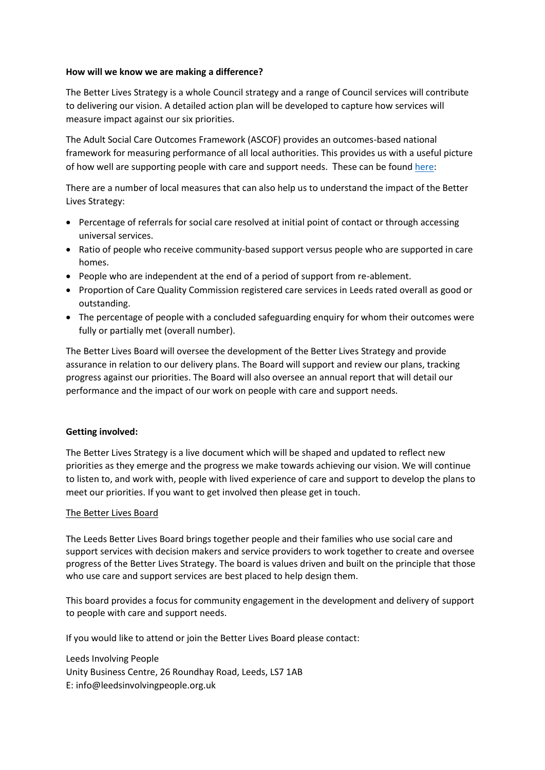**How will we know we are making a difference?**

The Better Lives Strategy is a whole Council strategy and a range of Council services will contribute to delivering our vision. A detailed action plan will be developed to capture how services will measure impact against our six priorities.

The Adult Social Care Outcomes Framework (ASCOF) provides an outcomes-based national framework for measuring performance of all local authorities. This provides us with a useful picture of how well are supporting people with care and support needs. These can be found here:

There are a number of local measures that can also help us to understand the impact of the Better Lives Strategy:

- Percentage of referrals for social care resolved at initial point of contact or through accessing universal services.
- Ratio of people who receive community-based support versus people who are supported in care homes.
- People who are independent at the end of a period of support from re-ablement.
- Proportion of Care Quality Commission registered care services in Leeds rated overall as good or outstanding.
- The percentage of people with a concluded safeguarding enquiry for whom their outcomes were fully or partially met (overall number).

The Better Lives Board will oversee the development of the Better Lives Strategy and provide assurance in relation to our delivery plans. The Board will support and review our plans, tracking progress against our priorities. The Board will also oversee an annual report that will detail our performance and the impact of our work on people with care and support needs.

**Getting involved:**

The Better Lives Strategy is a live document which will be shaped and updated to reflect new priorities as they emerge and the progress we make towards achieving our vision. We will continue to listen to, and work with, people with lived experience of care and support to develop the plans to meet our priorities. If you want to get involved then please get in touch.

The Better Lives Board

The Leeds Better Lives Board brings together people and their families who use social care and support services with decision makers and service providers to work together to create and oversee progress of the Better Lives Strategy. The board is values driven and built on the principle that those who use care and support services are best placed to help design them.

This board provides a focus for community engagement in the development and delivery of support to people with care and support needs.

If you would like to attend or join the Better Lives Board please contact:

Leeds Involving People
Unity Business Centre, 26 Roundhay Road, Leeds, LS7 1AB
E: info@leedsinvolvingpeople.org.uk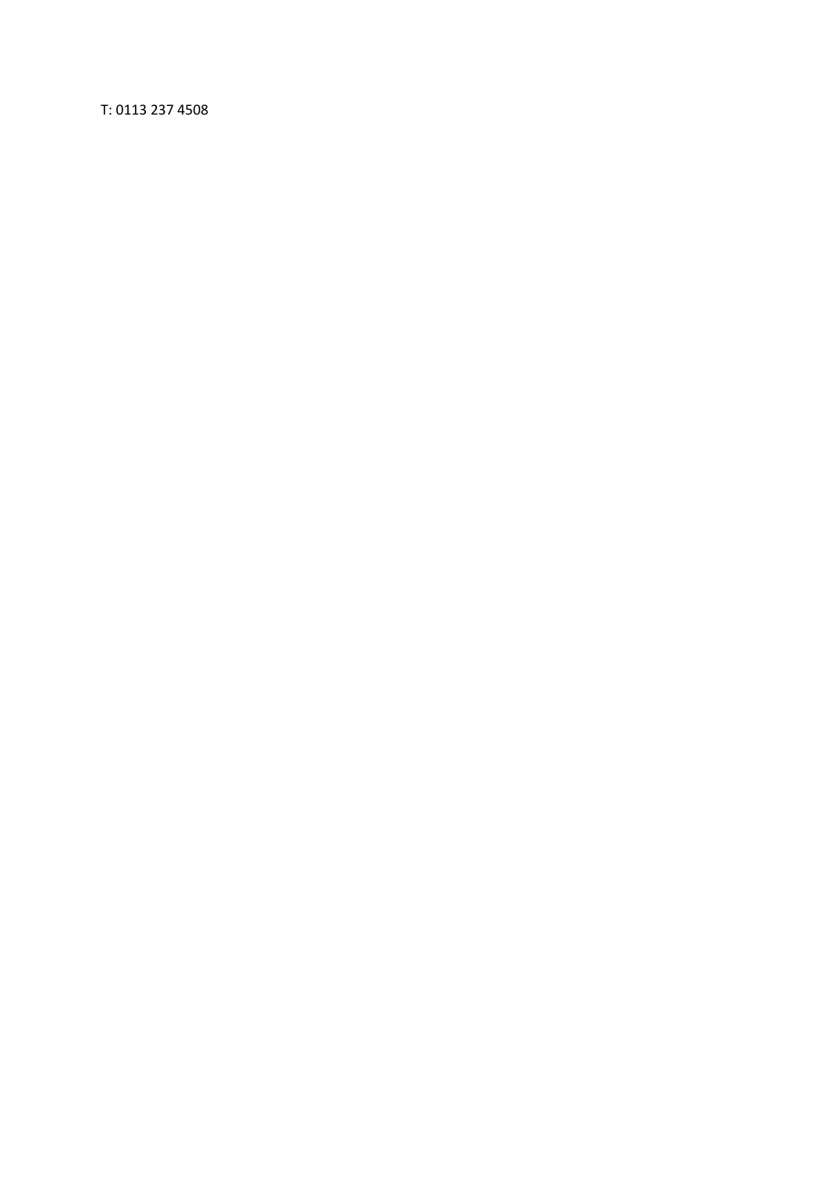T: 0113 237 4508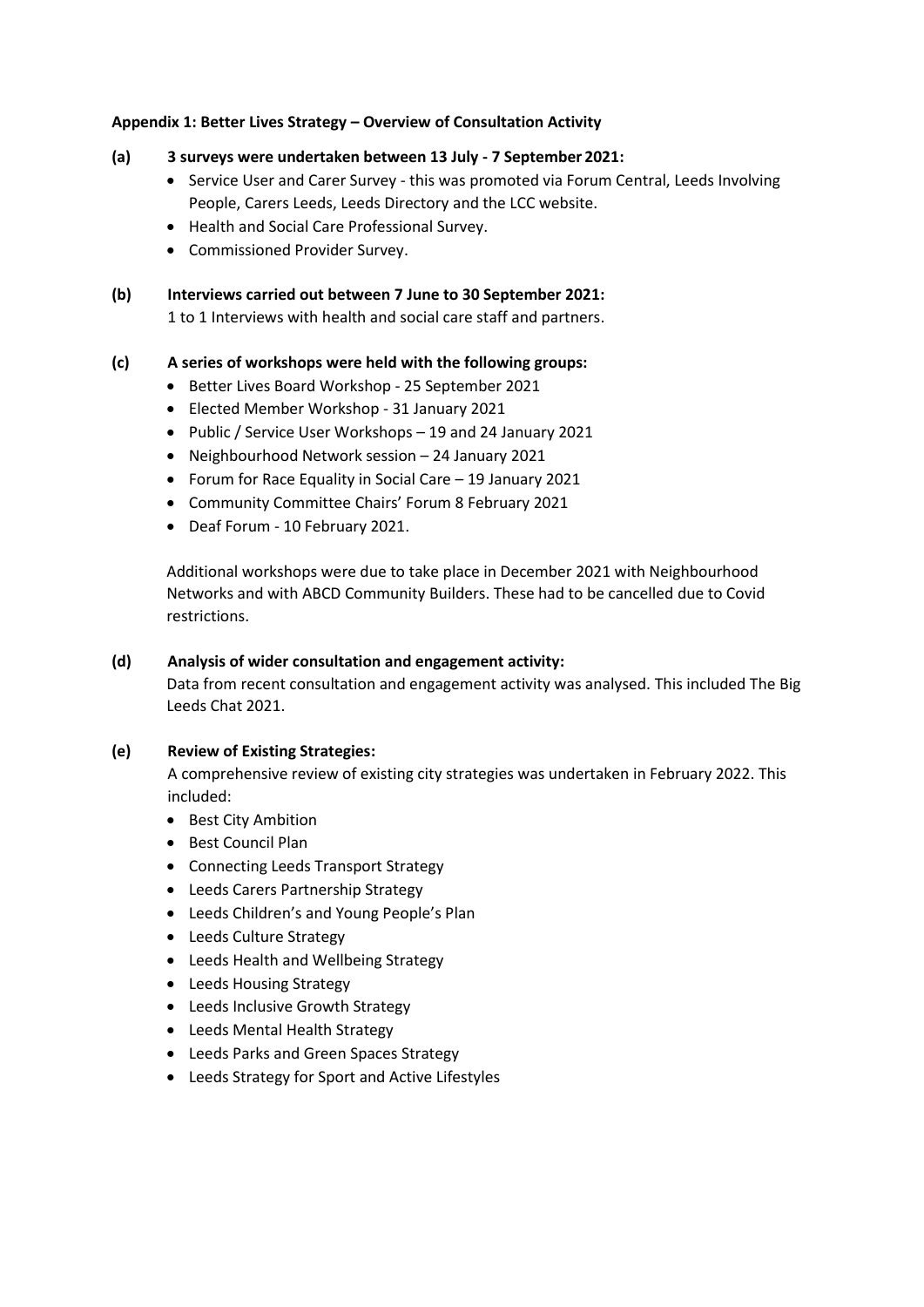**Appendix 1: Better Lives Strategy – Overview of Consultation Activity**

**(a) 3 surveys were undertaken between 13 July - 7 September 2021:**

- Service User and Carer Survey - this was promoted via Forum Central, Leeds Involving People, Carers Leeds, Leeds Directory and the LCC website.
- Health and Social Care Professional Survey.
- Commissioned Provider Survey.

**(b) Interviews carried out between 7 June to 30 September 2021:**

1 to 1 Interviews with health and social care staff and partners.

**(c) A series of workshops were held with the following groups:**

- Better Lives Board Workshop - 25 September 2021
- Elected Member Workshop - 31 January 2021
- Public / Service User Workshops – 19 and 24 January 2021
- Neighbourhood Network session – 24 January 2021
- Forum for Race Equality in Social Care – 19 January 2021
- Community Committee Chairs' Forum 8 February 2021
- Deaf Forum - 10 February 2021.

Additional workshops were due to take place in December 2021 with Neighbourhood Networks and with ABCD Community Builders. These had to be cancelled due to Covid restrictions.

**(d) Analysis of wider consultation and engagement activity:**

Data from recent consultation and engagement activity was analysed. This included The Big Leeds Chat 2021.

**(e) Review of Existing Strategies:**

A comprehensive review of existing city strategies was undertaken in February 2022. This included:

- Best City Ambition
- Best Council Plan
- Connecting Leeds Transport Strategy
- Leeds Carers Partnership Strategy
- Leeds Children's and Young People's Plan
- Leeds Culture Strategy
- Leeds Health and Wellbeing Strategy
- Leeds Housing Strategy
- Leeds Inclusive Growth Strategy
- Leeds Mental Health Strategy
- Leeds Parks and Green Spaces Strategy
- Leeds Strategy for Sport and Active Lifestyles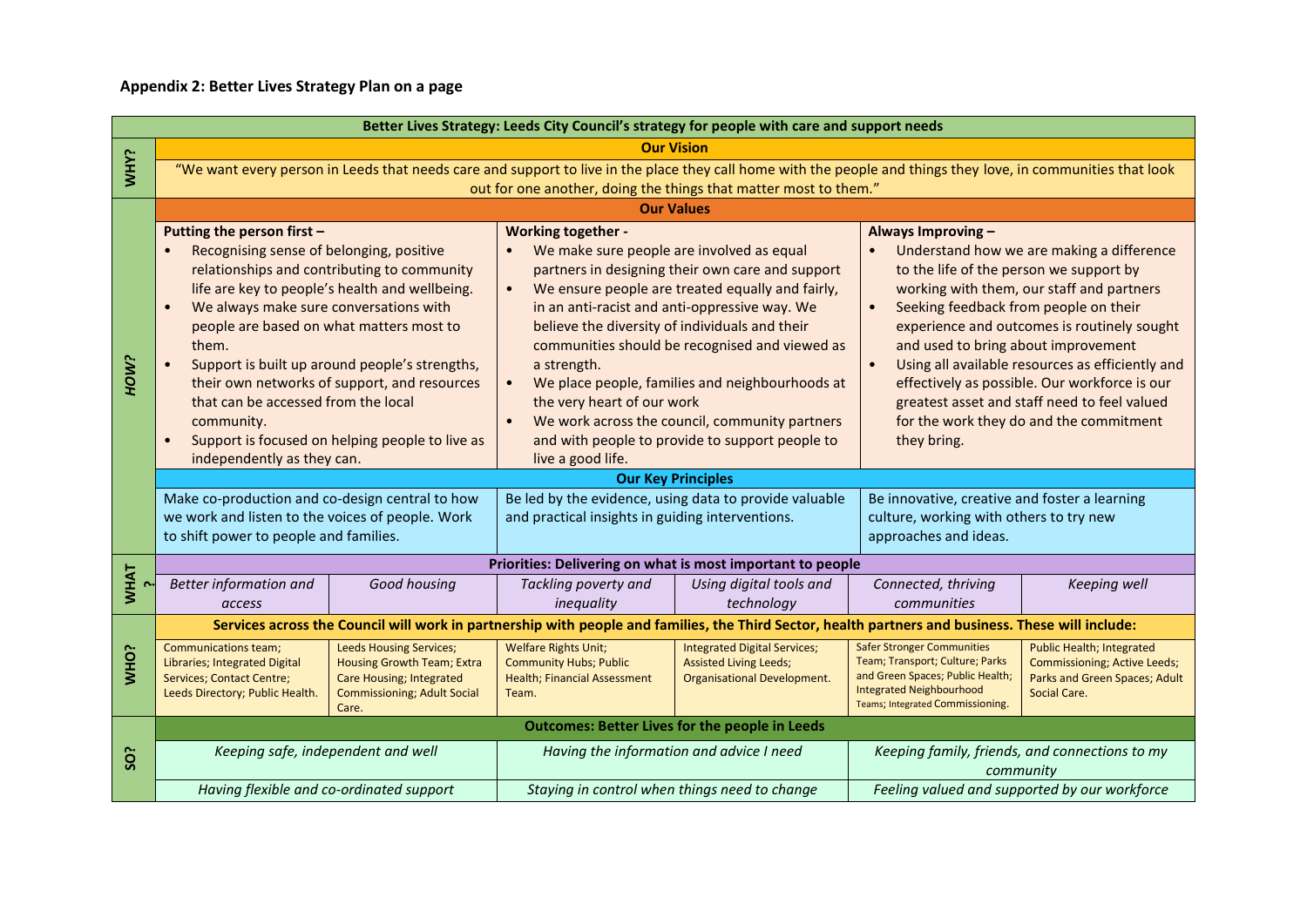**Appendix 2: Better Lives Strategy Plan on a page**

| | | | | | | |
|---|---|---|---|---|---|---|
| **Better Lives Strategy: Leeds City Council's strategy for people with care and support needs** | | | | | | |
| **WHY?** | **Our Vision** | | | | | |
| | "We want every person in Leeds that needs care and support to live in the place they call home with the people and things they love, in communities that look out for one another, doing the things that matter most to them." | | | | | |
| ***HOW?*** | **Our Values** | | | | | |
| | **Putting the person first –**<br>• Recognising sense of belonging, positive relationships and contributing to community life are key to people's health and wellbeing.<br>• We always make sure conversations with people are based on what matters most to them.<br>• Support is built up around people's strengths, their own networks of support, and resources that can be accessed from the local community.<br>• Support is focused on helping people to live as independently as they can. | | **Working together -**<br>• We make sure people are involved as equal partners in designing their own care and support<br>• We ensure people are treated equally and fairly, in an anti-racist and anti-oppressive way. We believe the diversity of individuals and their communities should be recognised and viewed as a strength.<br>• We place people, families and neighbourhoods at the very heart of our work<br>• We work across the council, community partners and with people to provide to support people to live a good life. | | **Always Improving –**<br>• Understand how we are making a difference to the life of the person we support by working with them, our staff and partners<br>• Seeking feedback from people on their experience and outcomes is routinely sought and used to bring about improvement<br>• Using all available resources as efficiently and effectively as possible. Our workforce is our greatest asset and staff need to feel valued for the work they do and the commitment they bring. | |
| | **Our Key Principles** | | | | | |
| | Make co-production and co-design central to how we work and listen to the voices of people. Work to shift power to people and families. | | Be led by the evidence, using data to provide valuable and practical insights in guiding interventions. | | Be innovative, creative and foster a learning culture, working with others to try new approaches and ideas. | |
| **WHAT?** | **Priorities: Delivering on what is most important to people** | | | | | |
| | *Better information and access* | *Good housing* | *Tackling poverty and inequality* | *Using digital tools and technology* | *Connected, thriving communities* | *Keeping well* |
| **WHO?** | **Services across the Council will work in partnership with people and families, the Third Sector, health partners and business. These will include:** | | | | | |
| | Communications team; Libraries; Integrated Digital Services; Contact Centre; Leeds Directory; Public Health. | Leeds Housing Services; Housing Growth Team; Extra Care Housing; Integrated Commissioning; Adult Social Care. | Welfare Rights Unit; Community Hubs; Public Health; Financial Assessment Team. | Integrated Digital Services; Assisted Living Leeds; Organisational Development. | Safer Stronger Communities Team; Transport; Culture; Parks and Green Spaces; Public Health; Integrated Neighbourhood Teams; Integrated Commissioning. | Public Health; Integrated Commissioning; Active Leeds; Parks and Green Spaces; Adult Social Care. |
| **SO?** | **Outcomes: Better Lives for the people in Leeds** | | | | | |
| | *Keeping safe, independent and well* | | *Having the information and advice I need* | | *Keeping family, friends, and connections to my community* | |
| | *Having flexible and co-ordinated support* | | *Staying in control when things need to change* | | *Feeling valued and supported by our workforce* | |